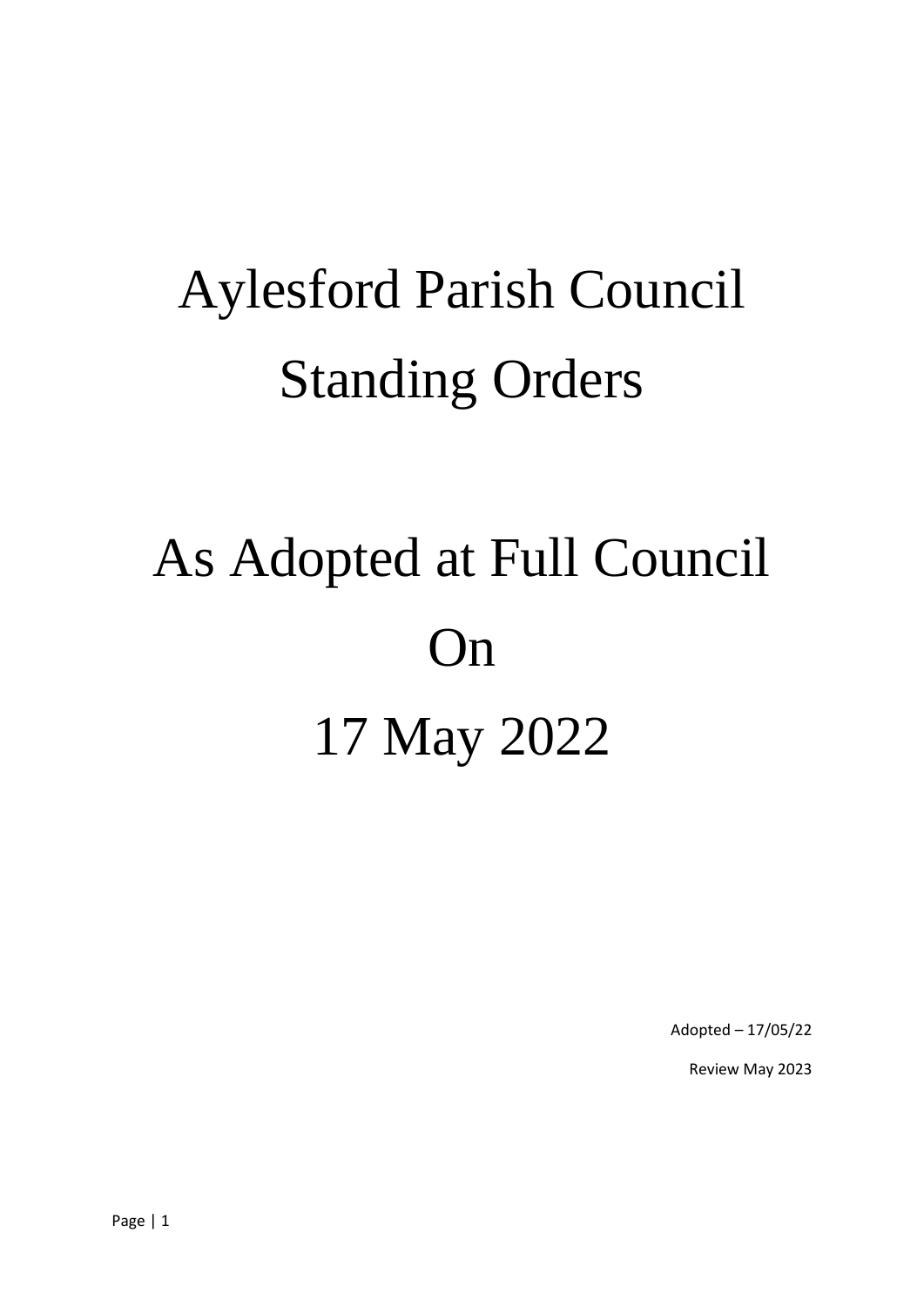# Aylesford Parish Council
# Standing Orders

# As Adopted at Full Council
# On
# 17 May 2022

Adopted – 17/05/22

Review May 2023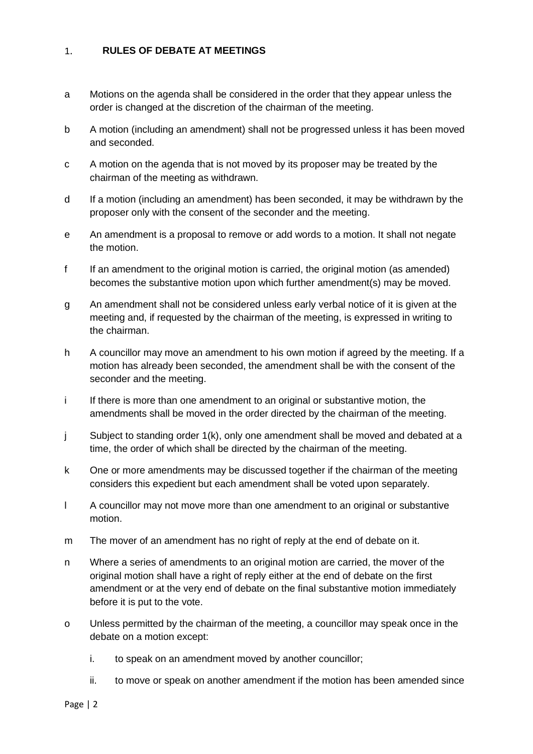# 1. RULES OF DEBATE AT MEETINGS

a Motions on the agenda shall be considered in the order that they appear unless the order is changed at the discretion of the chairman of the meeting.

b A motion (including an amendment) shall not be progressed unless it has been moved and seconded.

c A motion on the agenda that is not moved by its proposer may be treated by the chairman of the meeting as withdrawn.

d If a motion (including an amendment) has been seconded, it may be withdrawn by the proposer only with the consent of the seconder and the meeting.

e An amendment is a proposal to remove or add words to a motion. It shall not negate the motion.

f If an amendment to the original motion is carried, the original motion (as amended) becomes the substantive motion upon which further amendment(s) may be moved.

g An amendment shall not be considered unless early verbal notice of it is given at the meeting and, if requested by the chairman of the meeting, is expressed in writing to the chairman.

h A councillor may move an amendment to his own motion if agreed by the meeting. If a motion has already been seconded, the amendment shall be with the consent of the seconder and the meeting.

i If there is more than one amendment to an original or substantive motion, the amendments shall be moved in the order directed by the chairman of the meeting.

j Subject to standing order 1(k), only one amendment shall be moved and debated at a time, the order of which shall be directed by the chairman of the meeting.

k One or more amendments may be discussed together if the chairman of the meeting considers this expedient but each amendment shall be voted upon separately.

l A councillor may not move more than one amendment to an original or substantive motion.

m The mover of an amendment has no right of reply at the end of debate on it.

n Where a series of amendments to an original motion are carried, the mover of the original motion shall have a right of reply either at the end of debate on the first amendment or at the very end of debate on the final substantive motion immediately before it is put to the vote.

o Unless permitted by the chairman of the meeting, a councillor may speak once in the debate on a motion except:

   i. to speak on an amendment moved by another councillor;

   ii. to move or speak on another amendment if the motion has been amended since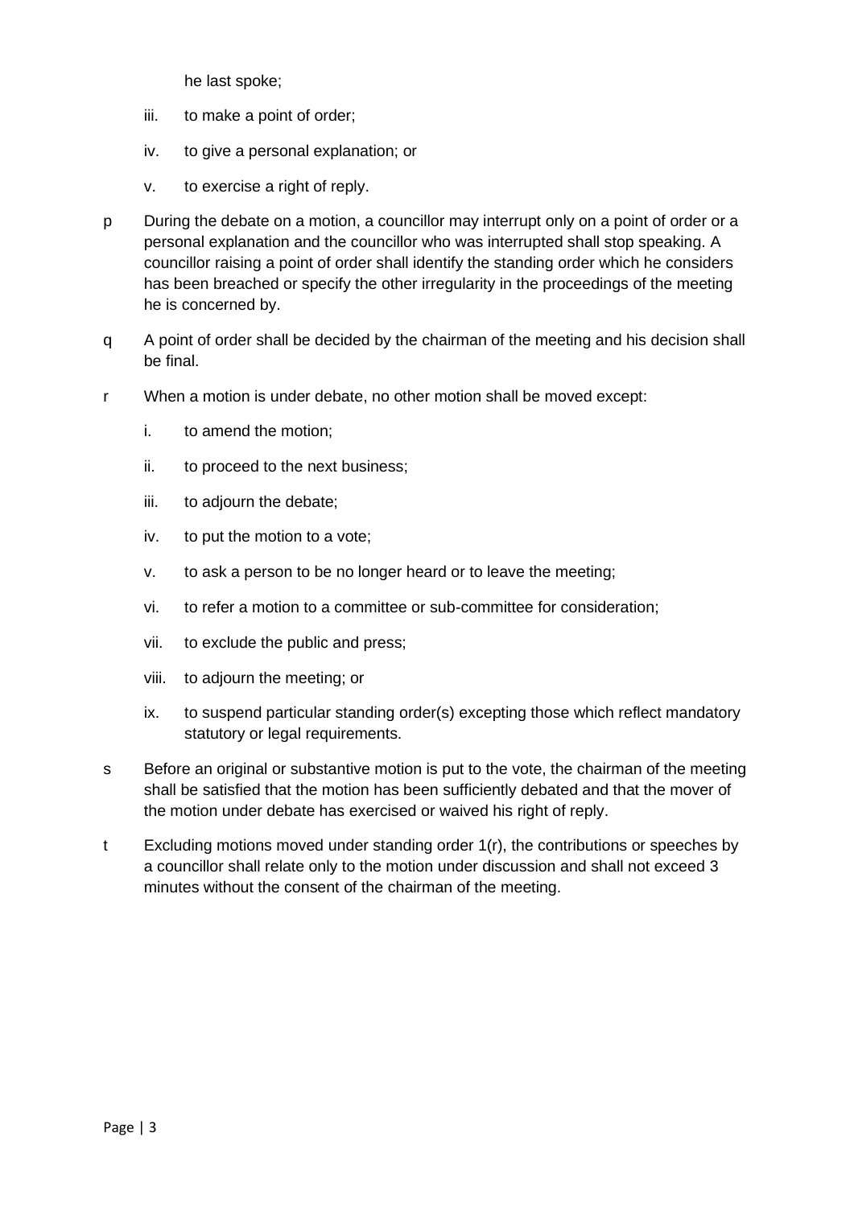he last spoke;

iii. to make a point of order;

iv. to give a personal explanation; or

v. to exercise a right of reply.

p During the debate on a motion, a councillor may interrupt only on a point of order or a personal explanation and the councillor who was interrupted shall stop speaking. A councillor raising a point of order shall identify the standing order which he considers has been breached or specify the other irregularity in the proceedings of the meeting he is concerned by.

q A point of order shall be decided by the chairman of the meeting and his decision shall be final.

r When a motion is under debate, no other motion shall be moved except:

i. to amend the motion;

ii. to proceed to the next business;

iii. to adjourn the debate;

iv. to put the motion to a vote;

v. to ask a person to be no longer heard or to leave the meeting;

vi. to refer a motion to a committee or sub-committee for consideration;

vii. to exclude the public and press;

viii. to adjourn the meeting; or

ix. to suspend particular standing order(s) excepting those which reflect mandatory statutory or legal requirements.

s Before an original or substantive motion is put to the vote, the chairman of the meeting shall be satisfied that the motion has been sufficiently debated and that the mover of the motion under debate has exercised or waived his right of reply.

t Excluding motions moved under standing order 1(r), the contributions or speeches by a councillor shall relate only to the motion under discussion and shall not exceed 3 minutes without the consent of the chairman of the meeting.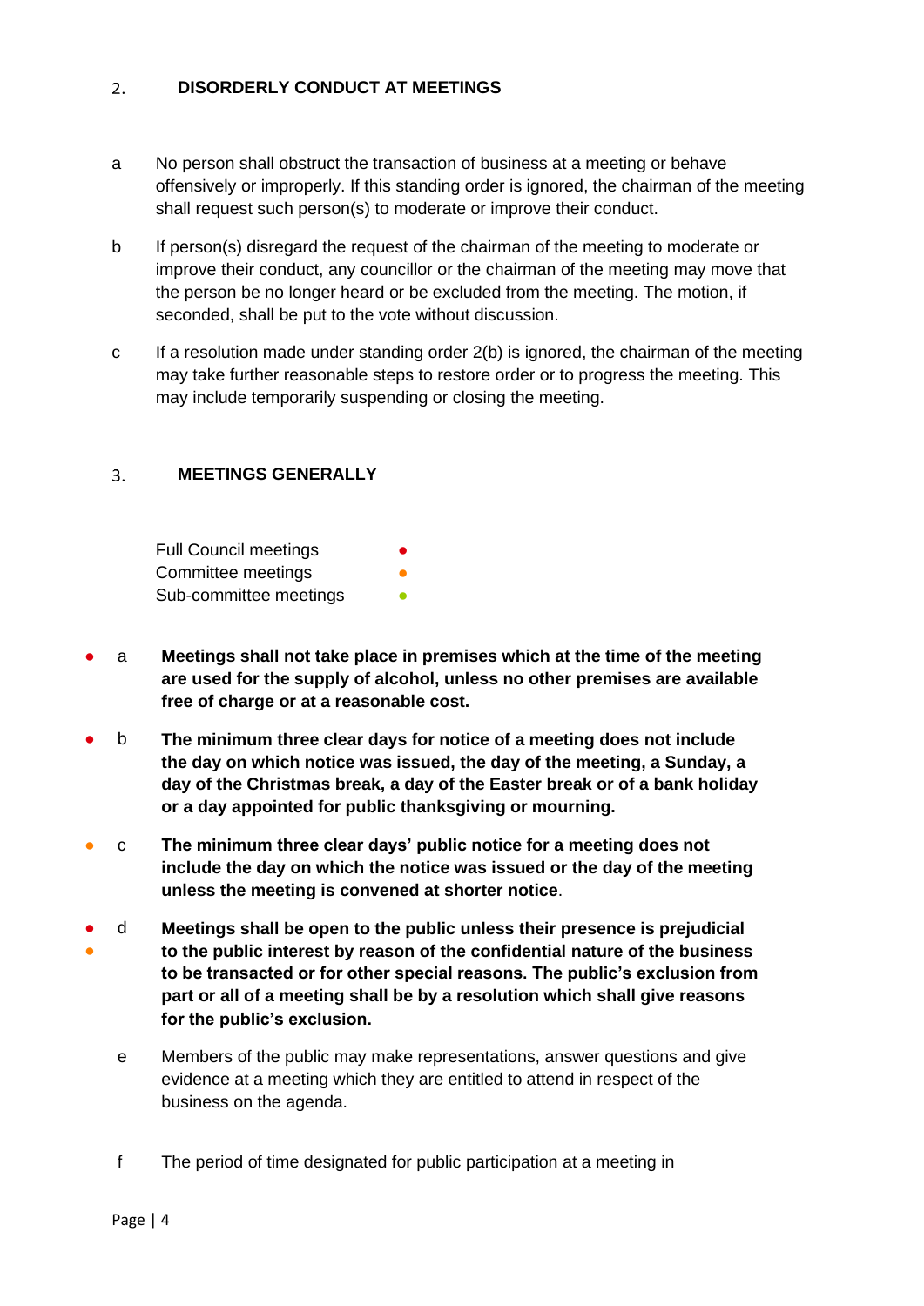## 2. DISORDERLY CONDUCT AT MEETINGS

a No person shall obstruct the transaction of business at a meeting or behave offensively or improperly. If this standing order is ignored, the chairman of the meeting shall request such person(s) to moderate or improve their conduct.

b If person(s) disregard the request of the chairman of the meeting to moderate or improve their conduct, any councillor or the chairman of the meeting may move that the person be no longer heard or be excluded from the meeting. The motion, if seconded, shall be put to the vote without discussion.

c If a resolution made under standing order 2(b) is ignored, the chairman of the meeting may take further reasonable steps to restore order or to progress the meeting. This may include temporarily suspending or closing the meeting.

## 3. MEETINGS GENERALLY

Full Council meetings ● (red)
Committee meetings ● (orange)
Sub-committee meetings ● (green)

● (red) a **Meetings shall not take place in premises which at the time of the meeting are used for the supply of alcohol, unless no other premises are available free of charge or at a reasonable cost.**

● (red) b **The minimum three clear days for notice of a meeting does not include the day on which notice was issued, the day of the meeting, a Sunday, a day of the Christmas break, a day of the Easter break or of a bank holiday or a day appointed for public thanksgiving or mourning.**

● (orange) c **The minimum three clear days' public notice for a meeting does not include the day on which the notice was issued or the day of the meeting unless the meeting is convened at shorter notice**.

● (red) ● (orange) d **Meetings shall be open to the public unless their presence is prejudicial to the public interest by reason of the confidential nature of the business to be transacted or for other special reasons. The public's exclusion from part or all of a meeting shall be by a resolution which shall give reasons for the public's exclusion.**

e Members of the public may make representations, answer questions and give evidence at a meeting which they are entitled to attend in respect of the business on the agenda.

f The period of time designated for public participation at a meeting in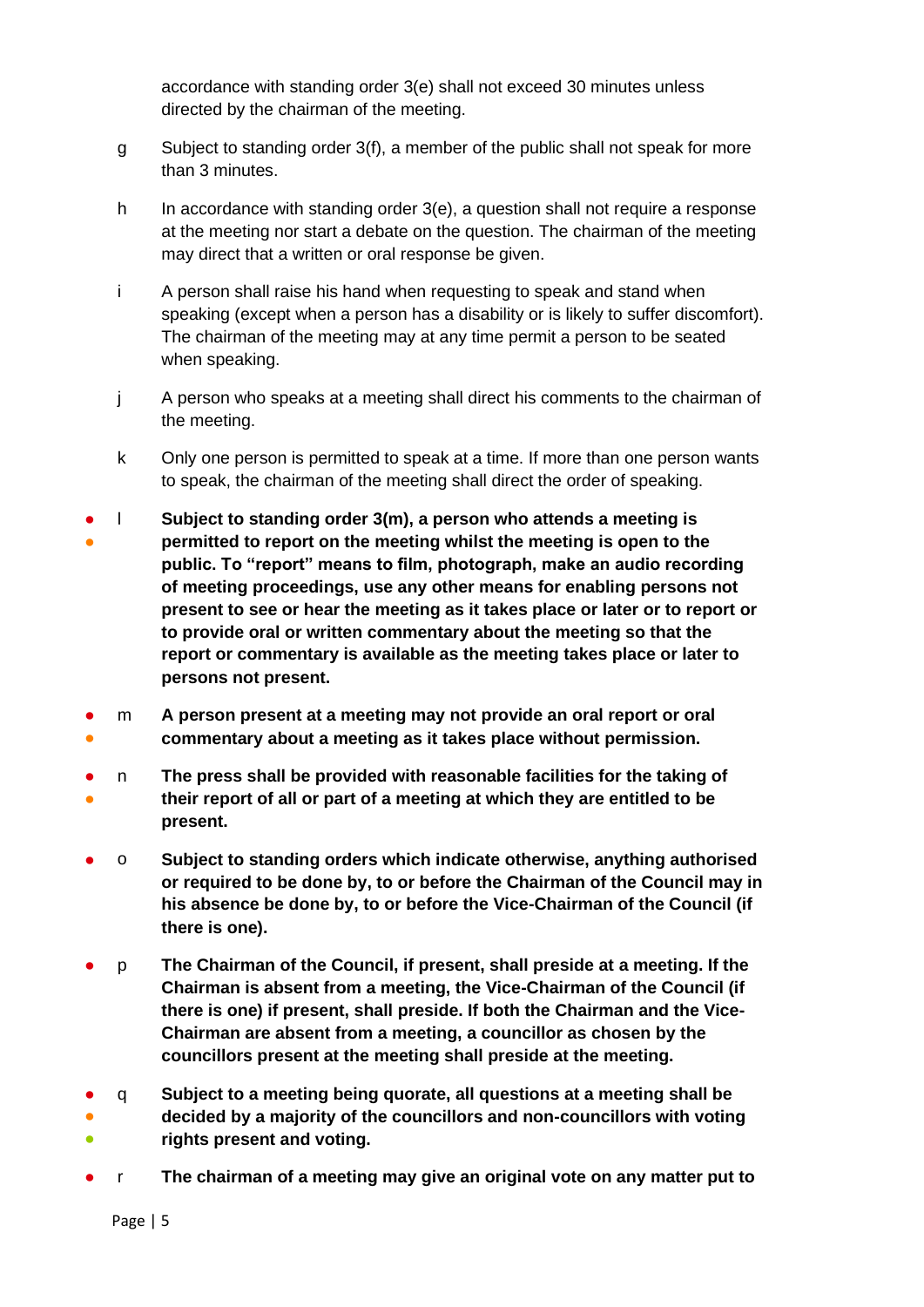accordance with standing order 3(e) shall not exceed 30 minutes unless directed by the chairman of the meeting.

g Subject to standing order 3(f), a member of the public shall not speak for more than 3 minutes.

h In accordance with standing order 3(e), a question shall not require a response at the meeting nor start a debate on the question. The chairman of the meeting may direct that a written or oral response be given.

i A person shall raise his hand when requesting to speak and stand when speaking (except when a person has a disability or is likely to suffer discomfort). The chairman of the meeting may at any time permit a person to be seated when speaking.

j A person who speaks at a meeting shall direct his comments to the chairman of the meeting.

k Only one person is permitted to speak at a time. If more than one person wants to speak, the chairman of the meeting shall direct the order of speaking.

● ● l **Subject to standing order 3(m), a person who attends a meeting is permitted to report on the meeting whilst the meeting is open to the public. To "report" means to film, photograph, make an audio recording of meeting proceedings, use any other means for enabling persons not present to see or hear the meeting as it takes place or later or to report or to provide oral or written commentary about the meeting so that the report or commentary is available as the meeting takes place or later to persons not present.**

● ● m **A person present at a meeting may not provide an oral report or oral commentary about a meeting as it takes place without permission.**

● ● n **The press shall be provided with reasonable facilities for the taking of their report of all or part of a meeting at which they are entitled to be present.**

● o **Subject to standing orders which indicate otherwise, anything authorised or required to be done by, to or before the Chairman of the Council may in his absence be done by, to or before the Vice-Chairman of the Council (if there is one).**

● p **The Chairman of the Council, if present, shall preside at a meeting. If the Chairman is absent from a meeting, the Vice-Chairman of the Council (if there is one) if present, shall preside. If both the Chairman and the Vice-Chairman are absent from a meeting, a councillor as chosen by the councillors present at the meeting shall preside at the meeting.**

● ● ● q **Subject to a meeting being quorate, all questions at a meeting shall be decided by a majority of the councillors and non-councillors with voting rights present and voting.**

● r **The chairman of a meeting may give an original vote on any matter put to**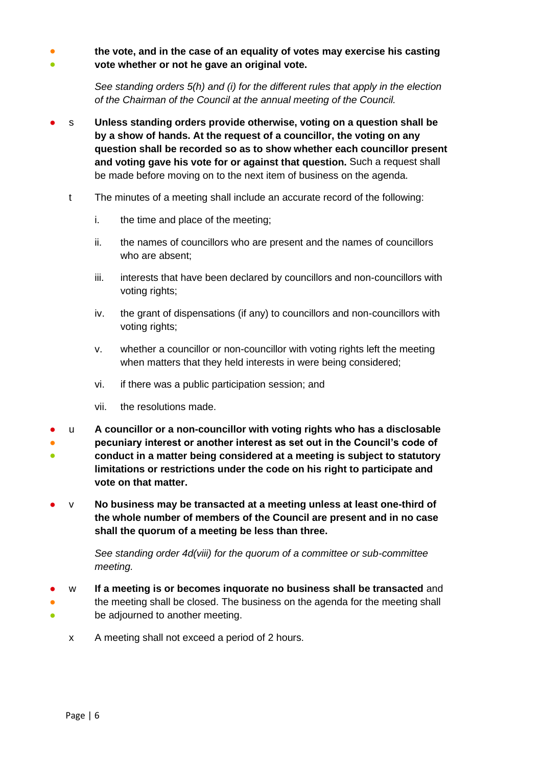**the vote, and in the case of an equality of votes may exercise his casting vote whether or not he gave an original vote.**

*See standing orders 5(h) and (i) for the different rules that apply in the election of the Chairman of the Council at the annual meeting of the Council.*

s **Unless standing orders provide otherwise, voting on a question shall be by a show of hands. At the request of a councillor, the voting on any question shall be recorded so as to show whether each councillor present and voting gave his vote for or against that question.** Such a request shall be made before moving on to the next item of business on the agenda.

t The minutes of a meeting shall include an accurate record of the following:

i. the time and place of the meeting;

ii. the names of councillors who are present and the names of councillors who are absent;

iii. interests that have been declared by councillors and non-councillors with voting rights;

iv. the grant of dispensations (if any) to councillors and non-councillors with voting rights;

v. whether a councillor or non-councillor with voting rights left the meeting when matters that they held interests in were being considered;

vi. if there was a public participation session; and

vii. the resolutions made.

u **A councillor or a non-councillor with voting rights who has a disclosable pecuniary interest or another interest as set out in the Council's code of conduct in a matter being considered at a meeting is subject to statutory limitations or restrictions under the code on his right to participate and vote on that matter.**

v **No business may be transacted at a meeting unless at least one-third of the whole number of members of the Council are present and in no case shall the quorum of a meeting be less than three.**

*See standing order 4d(viii) for the quorum of a committee or sub-committee meeting.*

w **If a meeting is or becomes inquorate no business shall be transacted** and the meeting shall be closed. The business on the agenda for the meeting shall be adjourned to another meeting.

x A meeting shall not exceed a period of 2 hours.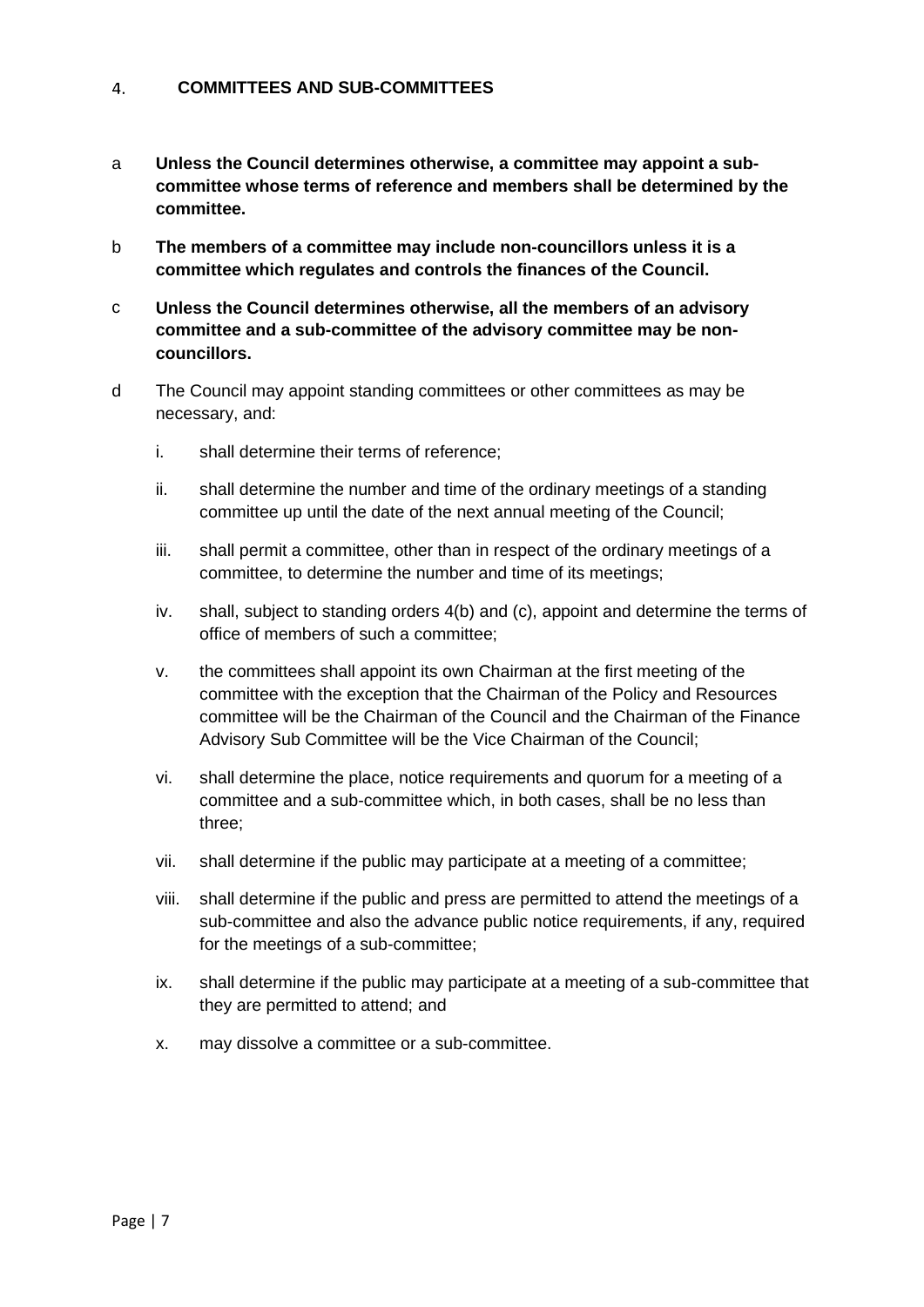## 4. COMMITTEES AND SUB-COMMITTEES

a **Unless the Council determines otherwise, a committee may appoint a sub-committee whose terms of reference and members shall be determined by the committee.**

b **The members of a committee may include non-councillors unless it is a committee which regulates and controls the finances of the Council.**

c **Unless the Council determines otherwise, all the members of an advisory committee and a sub-committee of the advisory committee may be non-councillors.**

d The Council may appoint standing committees or other committees as may be necessary, and:

i. shall determine their terms of reference;

ii. shall determine the number and time of the ordinary meetings of a standing committee up until the date of the next annual meeting of the Council;

iii. shall permit a committee, other than in respect of the ordinary meetings of a committee, to determine the number and time of its meetings;

iv. shall, subject to standing orders 4(b) and (c), appoint and determine the terms of office of members of such a committee;

v. the committees shall appoint its own Chairman at the first meeting of the committee with the exception that the Chairman of the Policy and Resources committee will be the Chairman of the Council and the Chairman of the Finance Advisory Sub Committee will be the Vice Chairman of the Council;

vi. shall determine the place, notice requirements and quorum for a meeting of a committee and a sub-committee which, in both cases, shall be no less than three;

vii. shall determine if the public may participate at a meeting of a committee;

viii. shall determine if the public and press are permitted to attend the meetings of a sub-committee and also the advance public notice requirements, if any, required for the meetings of a sub-committee;

ix. shall determine if the public may participate at a meeting of a sub-committee that they are permitted to attend; and

x. may dissolve a committee or a sub-committee.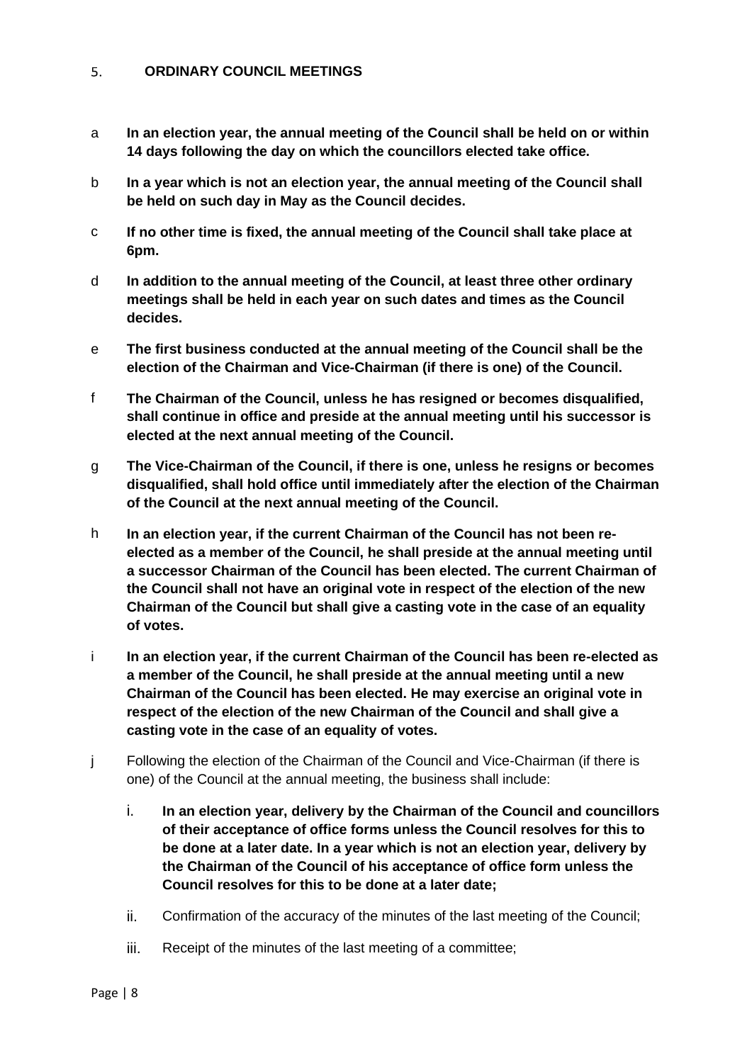## 5. **ORDINARY COUNCIL MEETINGS**

a **In an election year, the annual meeting of the Council shall be held on or within 14 days following the day on which the councillors elected take office.**

b **In a year which is not an election year, the annual meeting of the Council shall be held on such day in May as the Council decides.**

c **If no other time is fixed, the annual meeting of the Council shall take place at 6pm.**

d **In addition to the annual meeting of the Council, at least three other ordinary meetings shall be held in each year on such dates and times as the Council decides.**

e **The first business conducted at the annual meeting of the Council shall be the election of the Chairman and Vice-Chairman (if there is one) of the Council.**

f **The Chairman of the Council, unless he has resigned or becomes disqualified, shall continue in office and preside at the annual meeting until his successor is elected at the next annual meeting of the Council.**

g **The Vice-Chairman of the Council, if there is one, unless he resigns or becomes disqualified, shall hold office until immediately after the election of the Chairman of the Council at the next annual meeting of the Council.**

h **In an election year, if the current Chairman of the Council has not been re-elected as a member of the Council, he shall preside at the annual meeting until a successor Chairman of the Council has been elected. The current Chairman of the Council shall not have an original vote in respect of the election of the new Chairman of the Council but shall give a casting vote in the case of an equality of votes.**

i **In an election year, if the current Chairman of the Council has been re-elected as a member of the Council, he shall preside at the annual meeting until a new Chairman of the Council has been elected. He may exercise an original vote in respect of the election of the new Chairman of the Council and shall give a casting vote in the case of an equality of votes.**

j Following the election of the Chairman of the Council and Vice-Chairman (if there is one) of the Council at the annual meeting, the business shall include:

   i. **In an election year, delivery by the Chairman of the Council and councillors of their acceptance of office forms unless the Council resolves for this to be done at a later date. In a year which is not an election year, delivery by the Chairman of the Council of his acceptance of office form unless the Council resolves for this to be done at a later date;**

   ii. Confirmation of the accuracy of the minutes of the last meeting of the Council;

   iii. Receipt of the minutes of the last meeting of a committee;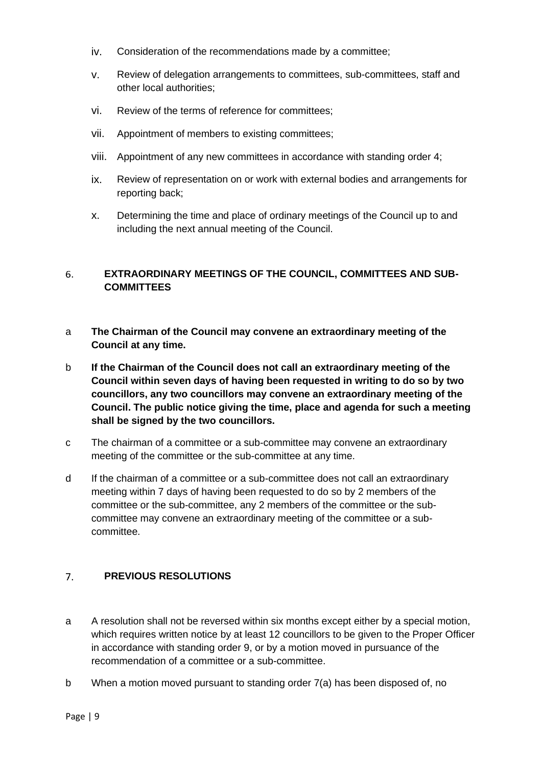iv. Consideration of the recommendations made by a committee;

v. Review of delegation arrangements to committees, sub-committees, staff and other local authorities;

vi. Review of the terms of reference for committees;

vii. Appointment of members to existing committees;

viii. Appointment of any new committees in accordance with standing order 4;

ix. Review of representation on or work with external bodies and arrangements for reporting back;

x. Determining the time and place of ordinary meetings of the Council up to and including the next annual meeting of the Council.

## 6. EXTRAORDINARY MEETINGS OF THE COUNCIL, COMMITTEES AND SUB-COMMITTEES

a **The Chairman of the Council may convene an extraordinary meeting of the Council at any time.**

b **If the Chairman of the Council does not call an extraordinary meeting of the Council within seven days of having been requested in writing to do so by two councillors, any two councillors may convene an extraordinary meeting of the Council. The public notice giving the time, place and agenda for such a meeting shall be signed by the two councillors.**

c The chairman of a committee or a sub-committee may convene an extraordinary meeting of the committee or the sub-committee at any time.

d If the chairman of a committee or a sub-committee does not call an extraordinary meeting within 7 days of having been requested to do so by 2 members of the committee or the sub-committee, any 2 members of the committee or the sub-committee may convene an extraordinary meeting of the committee or a sub-committee.

## 7. PREVIOUS RESOLUTIONS

a A resolution shall not be reversed within six months except either by a special motion, which requires written notice by at least 12 councillors to be given to the Proper Officer in accordance with standing order 9, or by a motion moved in pursuance of the recommendation of a committee or a sub-committee.

b When a motion moved pursuant to standing order 7(a) has been disposed of, no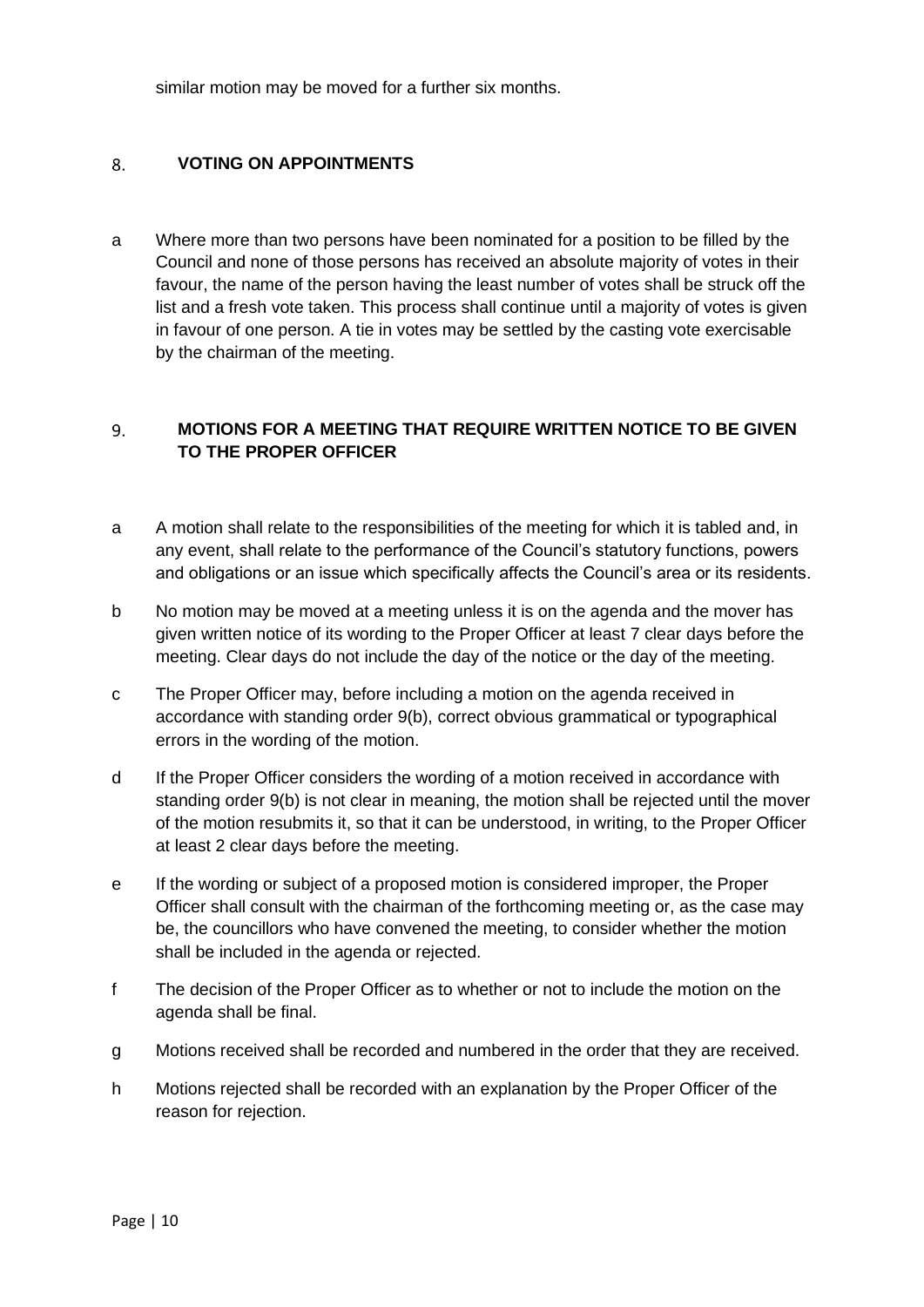similar motion may be moved for a further six months.

## 8. VOTING ON APPOINTMENTS

a Where more than two persons have been nominated for a position to be filled by the Council and none of those persons has received an absolute majority of votes in their favour, the name of the person having the least number of votes shall be struck off the list and a fresh vote taken. This process shall continue until a majority of votes is given in favour of one person. A tie in votes may be settled by the casting vote exercisable by the chairman of the meeting.

## 9. MOTIONS FOR A MEETING THAT REQUIRE WRITTEN NOTICE TO BE GIVEN TO THE PROPER OFFICER

a A motion shall relate to the responsibilities of the meeting for which it is tabled and, in any event, shall relate to the performance of the Council's statutory functions, powers and obligations or an issue which specifically affects the Council's area or its residents.

b No motion may be moved at a meeting unless it is on the agenda and the mover has given written notice of its wording to the Proper Officer at least 7 clear days before the meeting. Clear days do not include the day of the notice or the day of the meeting.

c The Proper Officer may, before including a motion on the agenda received in accordance with standing order 9(b), correct obvious grammatical or typographical errors in the wording of the motion.

d If the Proper Officer considers the wording of a motion received in accordance with standing order 9(b) is not clear in meaning, the motion shall be rejected until the mover of the motion resubmits it, so that it can be understood, in writing, to the Proper Officer at least 2 clear days before the meeting.

e If the wording or subject of a proposed motion is considered improper, the Proper Officer shall consult with the chairman of the forthcoming meeting or, as the case may be, the councillors who have convened the meeting, to consider whether the motion shall be included in the agenda or rejected.

f The decision of the Proper Officer as to whether or not to include the motion on the agenda shall be final.

g Motions received shall be recorded and numbered in the order that they are received.

h Motions rejected shall be recorded with an explanation by the Proper Officer of the reason for rejection.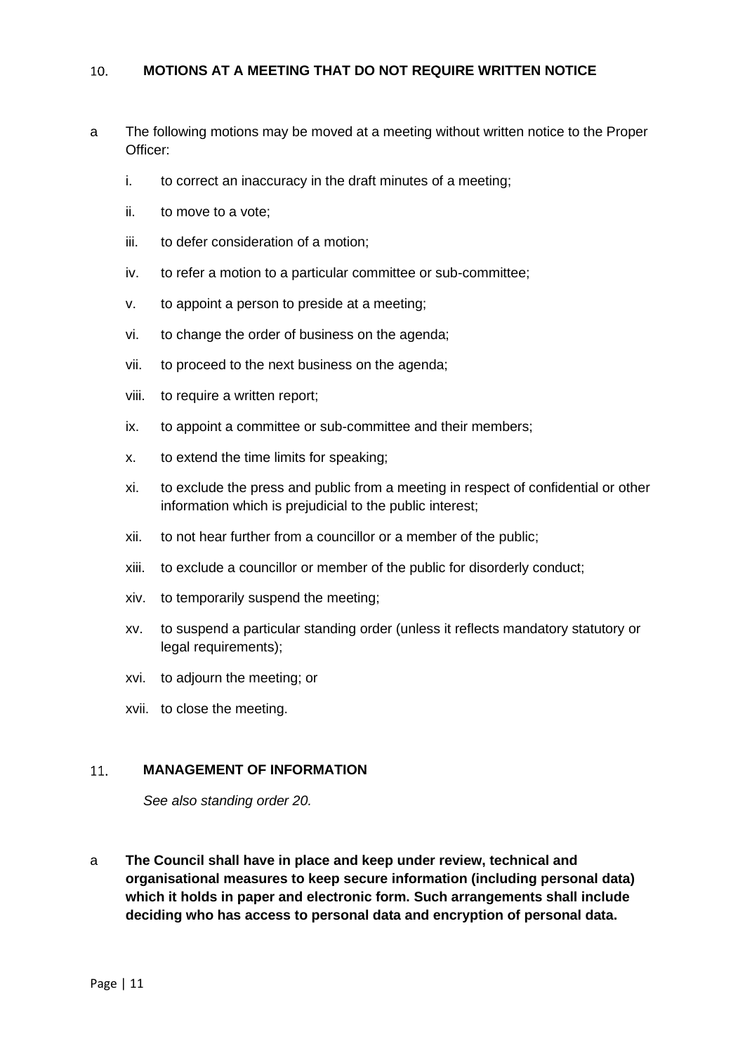## 10. MOTIONS AT A MEETING THAT DO NOT REQUIRE WRITTEN NOTICE

a The following motions may be moved at a meeting without written notice to the Proper Officer:

i. to correct an inaccuracy in the draft minutes of a meeting;

ii. to move to a vote;

iii. to defer consideration of a motion;

iv. to refer a motion to a particular committee or sub-committee;

v. to appoint a person to preside at a meeting;

vi. to change the order of business on the agenda;

vii. to proceed to the next business on the agenda;

viii. to require a written report;

ix. to appoint a committee or sub-committee and their members;

x. to extend the time limits for speaking;

xi. to exclude the press and public from a meeting in respect of confidential or other information which is prejudicial to the public interest;

xii. to not hear further from a councillor or a member of the public;

xiii. to exclude a councillor or member of the public for disorderly conduct;

xiv. to temporarily suspend the meeting;

xv. to suspend a particular standing order (unless it reflects mandatory statutory or legal requirements);

xvi. to adjourn the meeting; or

xvii. to close the meeting.

## 11. MANAGEMENT OF INFORMATION

*See also standing order 20.*

a **The Council shall have in place and keep under review, technical and organisational measures to keep secure information (including personal data) which it holds in paper and electronic form. Such arrangements shall include deciding who has access to personal data and encryption of personal data.**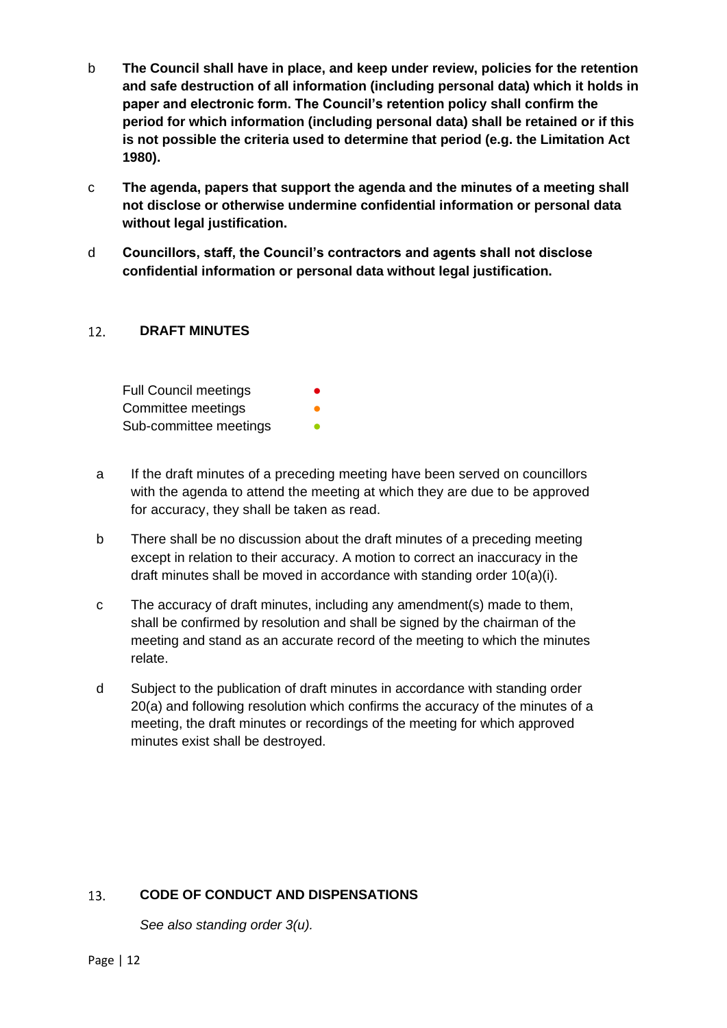b **The Council shall have in place, and keep under review, policies for the retention and safe destruction of all information (including personal data) which it holds in paper and electronic form. The Council's retention policy shall confirm the period for which information (including personal data) shall be retained or if this is not possible the criteria used to determine that period (e.g. the Limitation Act 1980).**

c **The agenda, papers that support the agenda and the minutes of a meeting shall not disclose or otherwise undermine confidential information or personal data without legal justification.**

d **Councillors, staff, the Council's contractors and agents shall not disclose confidential information or personal data without legal justification.**

## 12. DRAFT MINUTES

Full Council meetings ●
Committee meetings ●
Sub-committee meetings ●

a If the draft minutes of a preceding meeting have been served on councillors with the agenda to attend the meeting at which they are due to be approved for accuracy, they shall be taken as read.

b There shall be no discussion about the draft minutes of a preceding meeting except in relation to their accuracy. A motion to correct an inaccuracy in the draft minutes shall be moved in accordance with standing order 10(a)(i).

c The accuracy of draft minutes, including any amendment(s) made to them, shall be confirmed by resolution and shall be signed by the chairman of the meeting and stand as an accurate record of the meeting to which the minutes relate.

d Subject to the publication of draft minutes in accordance with standing order 20(a) and following resolution which confirms the accuracy of the minutes of a meeting, the draft minutes or recordings of the meeting for which approved minutes exist shall be destroyed.

## 13. CODE OF CONDUCT AND DISPENSATIONS

*See also standing order 3(u).*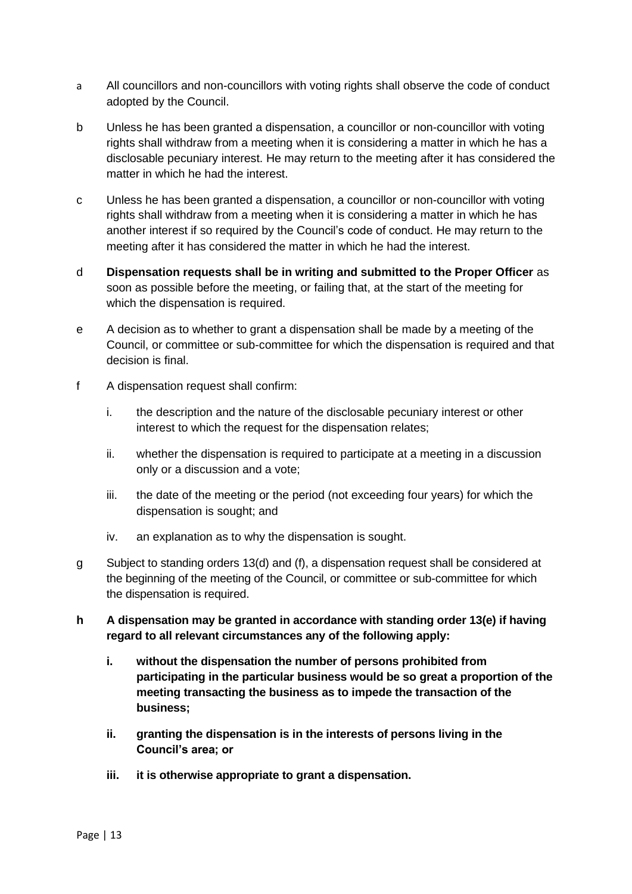a All councillors and non-councillors with voting rights shall observe the code of conduct adopted by the Council.

b Unless he has been granted a dispensation, a councillor or non-councillor with voting rights shall withdraw from a meeting when it is considering a matter in which he has a disclosable pecuniary interest. He may return to the meeting after it has considered the matter in which he had the interest.

c Unless he has been granted a dispensation, a councillor or non-councillor with voting rights shall withdraw from a meeting when it is considering a matter in which he has another interest if so required by the Council's code of conduct. He may return to the meeting after it has considered the matter in which he had the interest.

d **Dispensation requests shall be in writing and submitted to the Proper Officer** as soon as possible before the meeting, or failing that, at the start of the meeting for which the dispensation is required.

e A decision as to whether to grant a dispensation shall be made by a meeting of the Council, or committee or sub-committee for which the dispensation is required and that decision is final.

f A dispensation request shall confirm:

   i. the description and the nature of the disclosable pecuniary interest or other interest to which the request for the dispensation relates;

   ii. whether the dispensation is required to participate at a meeting in a discussion only or a discussion and a vote;

   iii. the date of the meeting or the period (not exceeding four years) for which the dispensation is sought; and

   iv. an explanation as to why the dispensation is sought.

g Subject to standing orders 13(d) and (f), a dispensation request shall be considered at the beginning of the meeting of the Council, or committee or sub-committee for which the dispensation is required.

**h A dispensation may be granted in accordance with standing order 13(e) if having regard to all relevant circumstances any of the following apply:**

   **i. without the dispensation the number of persons prohibited from participating in the particular business would be so great a proportion of the meeting transacting the business as to impede the transaction of the business;**

   **ii. granting the dispensation is in the interests of persons living in the Council's area; or**

   **iii. it is otherwise appropriate to grant a dispensation.**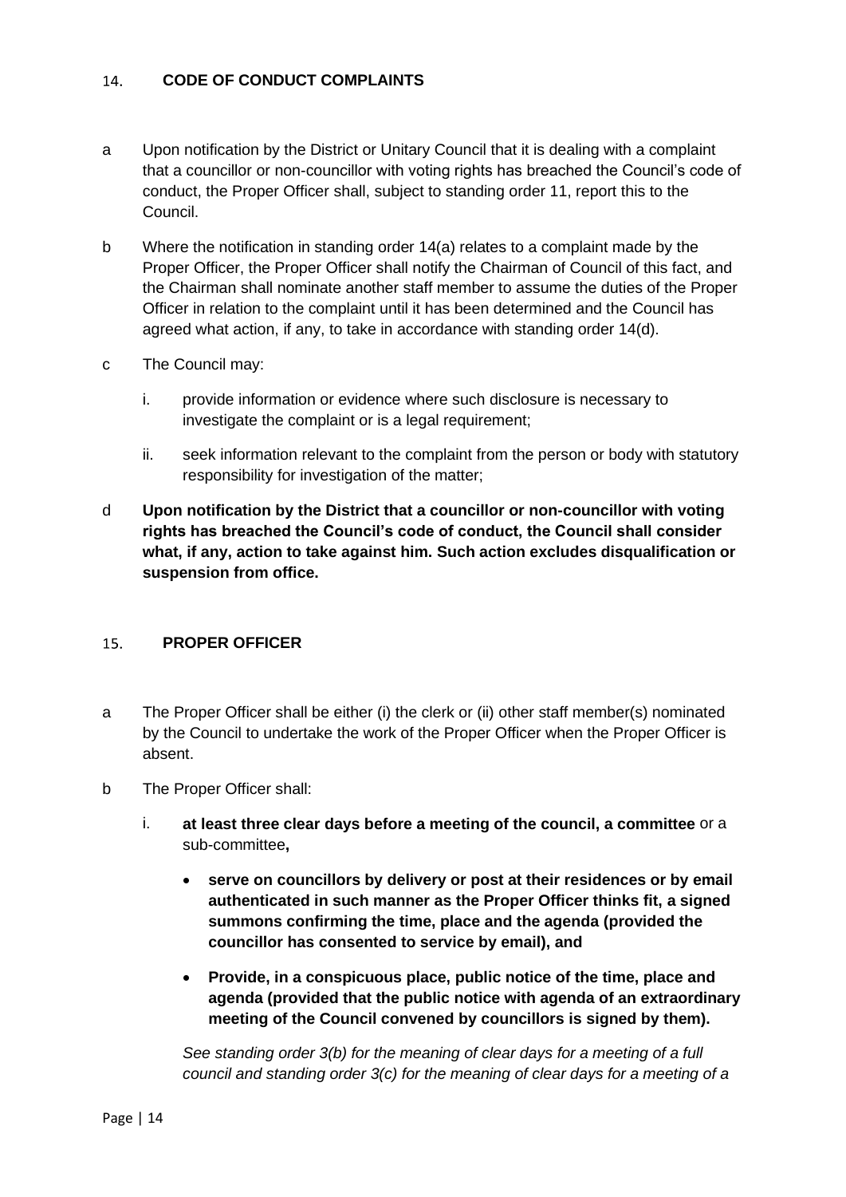## 14. CODE OF CONDUCT COMPLAINTS

a Upon notification by the District or Unitary Council that it is dealing with a complaint that a councillor or non-councillor with voting rights has breached the Council's code of conduct, the Proper Officer shall, subject to standing order 11, report this to the Council.

b Where the notification in standing order 14(a) relates to a complaint made by the Proper Officer, the Proper Officer shall notify the Chairman of Council of this fact, and the Chairman shall nominate another staff member to assume the duties of the Proper Officer in relation to the complaint until it has been determined and the Council has agreed what action, if any, to take in accordance with standing order 14(d).

c The Council may:

  i. provide information or evidence where such disclosure is necessary to investigate the complaint or is a legal requirement;

  ii. seek information relevant to the complaint from the person or body with statutory responsibility for investigation of the matter;

d **Upon notification by the District that a councillor or non-councillor with voting rights has breached the Council's code of conduct, the Council shall consider what, if any, action to take against him. Such action excludes disqualification or suspension from office.**

## 15. PROPER OFFICER

a The Proper Officer shall be either (i) the clerk or (ii) other staff member(s) nominated by the Council to undertake the work of the Proper Officer when the Proper Officer is absent.

b The Proper Officer shall:

  i. **at least three clear days before a meeting of the council, a committee** or a sub-committee**,**

  - **serve on councillors by delivery or post at their residences or by email authenticated in such manner as the Proper Officer thinks fit, a signed summons confirming the time, place and the agenda (provided the councillor has consented to service by email), and**
  - **Provide, in a conspicuous place, public notice of the time, place and agenda (provided that the public notice with agenda of an extraordinary meeting of the Council convened by councillors is signed by them).**

  *See standing order 3(b) for the meaning of clear days for a meeting of a full council and standing order 3(c) for the meaning of clear days for a meeting of a*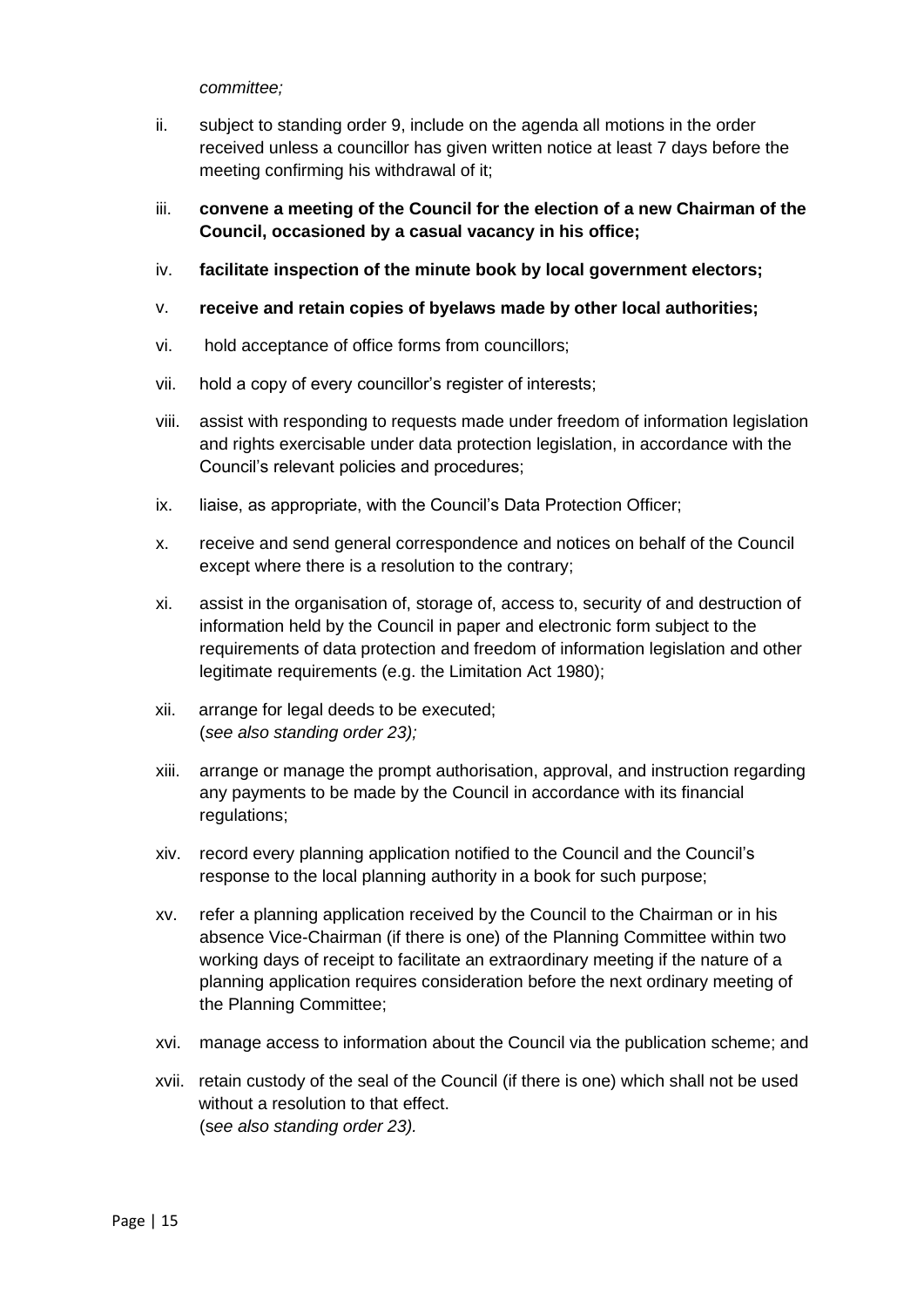*committee;*

ii. subject to standing order 9, include on the agenda all motions in the order received unless a councillor has given written notice at least 7 days before the meeting confirming his withdrawal of it;

iii. **convene a meeting of the Council for the election of a new Chairman of the Council, occasioned by a casual vacancy in his office;**

iv. **facilitate inspection of the minute book by local government electors;**

v. **receive and retain copies of byelaws made by other local authorities;**

vi. hold acceptance of office forms from councillors;

vii. hold a copy of every councillor's register of interests;

viii. assist with responding to requests made under freedom of information legislation and rights exercisable under data protection legislation, in accordance with the Council's relevant policies and procedures;

ix. liaise, as appropriate, with the Council's Data Protection Officer;

x. receive and send general correspondence and notices on behalf of the Council except where there is a resolution to the contrary;

xi. assist in the organisation of, storage of, access to, security of and destruction of information held by the Council in paper and electronic form subject to the requirements of data protection and freedom of information legislation and other legitimate requirements (e.g. the Limitation Act 1980);

xii. arrange for legal deeds to be executed;
(*see also standing order 23);*

xiii. arrange or manage the prompt authorisation, approval, and instruction regarding any payments to be made by the Council in accordance with its financial regulations;

xiv. record every planning application notified to the Council and the Council's response to the local planning authority in a book for such purpose;

xv. refer a planning application received by the Council to the Chairman or in his absence Vice-Chairman (if there is one) of the Planning Committee within two working days of receipt to facilitate an extraordinary meeting if the nature of a planning application requires consideration before the next ordinary meeting of the Planning Committee;

xvi. manage access to information about the Council via the publication scheme; and

xvii. retain custody of the seal of the Council (if there is one) which shall not be used without a resolution to that effect.
(*see also standing order 23).*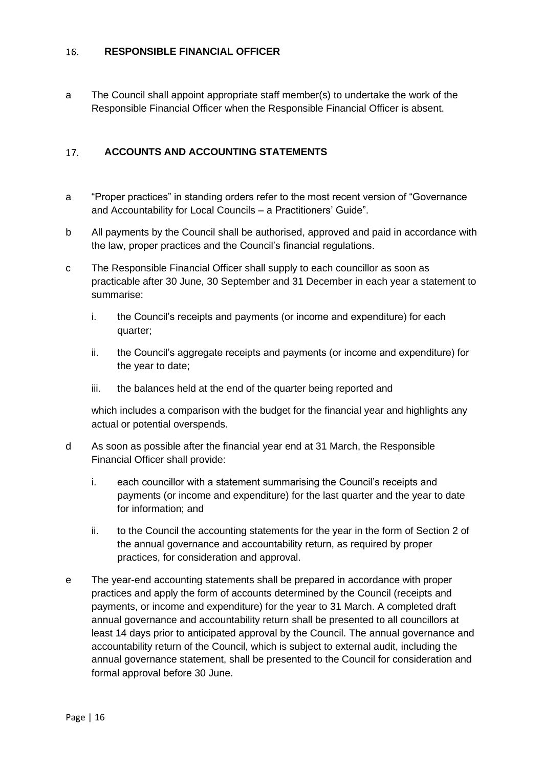## 16. RESPONSIBLE FINANCIAL OFFICER

a The Council shall appoint appropriate staff member(s) to undertake the work of the Responsible Financial Officer when the Responsible Financial Officer is absent.

## 17. ACCOUNTS AND ACCOUNTING STATEMENTS

a "Proper practices" in standing orders refer to the most recent version of "Governance and Accountability for Local Councils – a Practitioners' Guide".

b All payments by the Council shall be authorised, approved and paid in accordance with the law, proper practices and the Council's financial regulations.

c The Responsible Financial Officer shall supply to each councillor as soon as practicable after 30 June, 30 September and 31 December in each year a statement to summarise:

- i. the Council's receipts and payments (or income and expenditure) for each quarter;
- ii. the Council's aggregate receipts and payments (or income and expenditure) for the year to date;
- iii. the balances held at the end of the quarter being reported and

which includes a comparison with the budget for the financial year and highlights any actual or potential overspends.

d As soon as possible after the financial year end at 31 March, the Responsible Financial Officer shall provide:

- i. each councillor with a statement summarising the Council's receipts and payments (or income and expenditure) for the last quarter and the year to date for information; and
- ii. to the Council the accounting statements for the year in the form of Section 2 of the annual governance and accountability return, as required by proper practices, for consideration and approval.

e The year-end accounting statements shall be prepared in accordance with proper practices and apply the form of accounts determined by the Council (receipts and payments, or income and expenditure) for the year to 31 March. A completed draft annual governance and accountability return shall be presented to all councillors at least 14 days prior to anticipated approval by the Council. The annual governance and accountability return of the Council, which is subject to external audit, including the annual governance statement, shall be presented to the Council for consideration and formal approval before 30 June.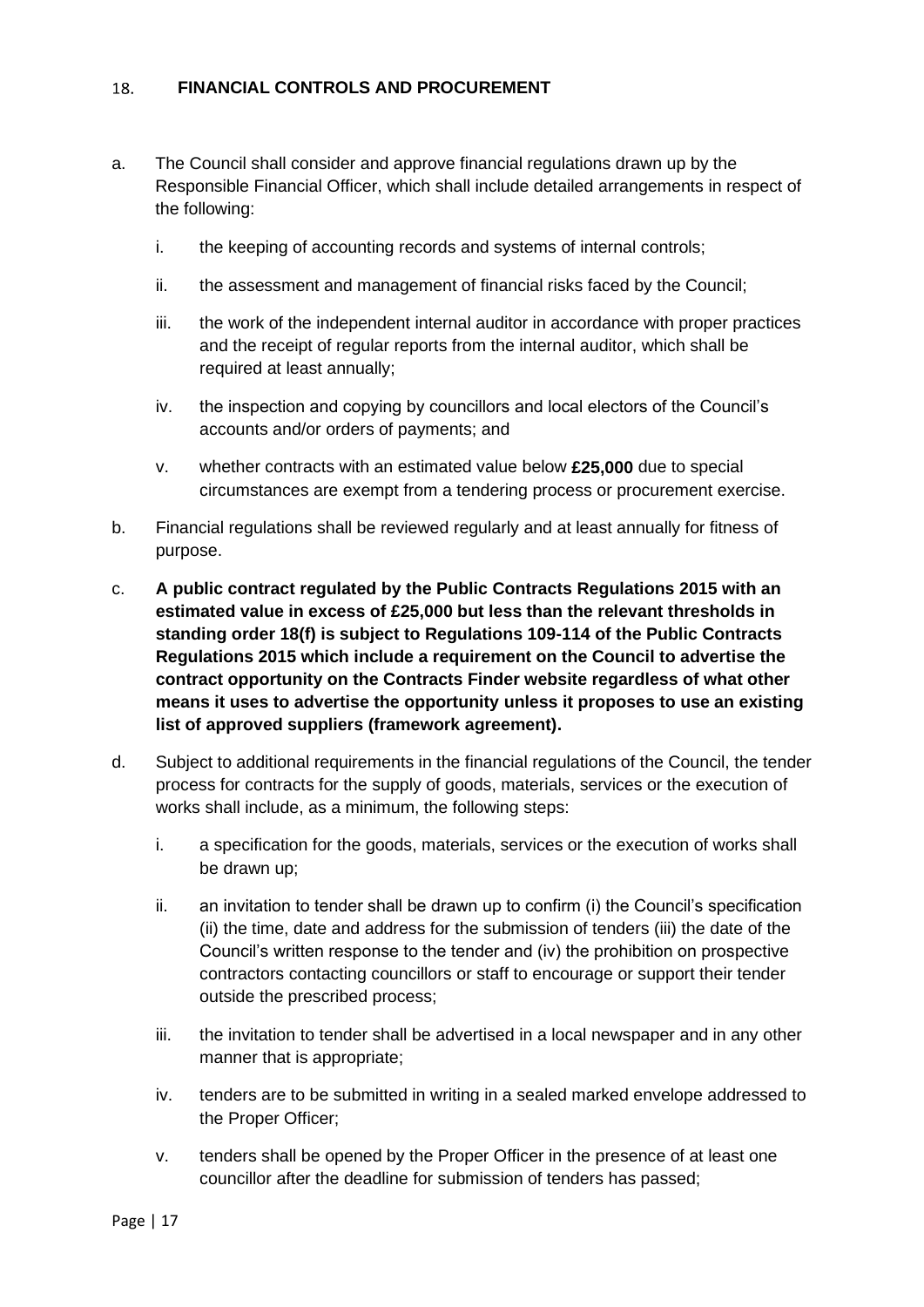## 18. **FINANCIAL CONTROLS AND PROCUREMENT**

a. The Council shall consider and approve financial regulations drawn up by the Responsible Financial Officer, which shall include detailed arrangements in respect of the following:

   i. the keeping of accounting records and systems of internal controls;

   ii. the assessment and management of financial risks faced by the Council;

   iii. the work of the independent internal auditor in accordance with proper practices and the receipt of regular reports from the internal auditor, which shall be required at least annually;

   iv. the inspection and copying by councillors and local electors of the Council's accounts and/or orders of payments; and

   v. whether contracts with an estimated value below **£25,000** due to special circumstances are exempt from a tendering process or procurement exercise.

b. Financial regulations shall be reviewed regularly and at least annually for fitness of purpose.

c. **A public contract regulated by the Public Contracts Regulations 2015 with an estimated value in excess of £25,000 but less than the relevant thresholds in standing order 18(f) is subject to Regulations 109-114 of the Public Contracts Regulations 2015 which include a requirement on the Council to advertise the contract opportunity on the Contracts Finder website regardless of what other means it uses to advertise the opportunity unless it proposes to use an existing list of approved suppliers (framework agreement).**

d. Subject to additional requirements in the financial regulations of the Council, the tender process for contracts for the supply of goods, materials, services or the execution of works shall include, as a minimum, the following steps:

   i. a specification for the goods, materials, services or the execution of works shall be drawn up;

   ii. an invitation to tender shall be drawn up to confirm (i) the Council's specification (ii) the time, date and address for the submission of tenders (iii) the date of the Council's written response to the tender and (iv) the prohibition on prospective contractors contacting councillors or staff to encourage or support their tender outside the prescribed process;

   iii. the invitation to tender shall be advertised in a local newspaper and in any other manner that is appropriate;

   iv. tenders are to be submitted in writing in a sealed marked envelope addressed to the Proper Officer;

   v. tenders shall be opened by the Proper Officer in the presence of at least one councillor after the deadline for submission of tenders has passed;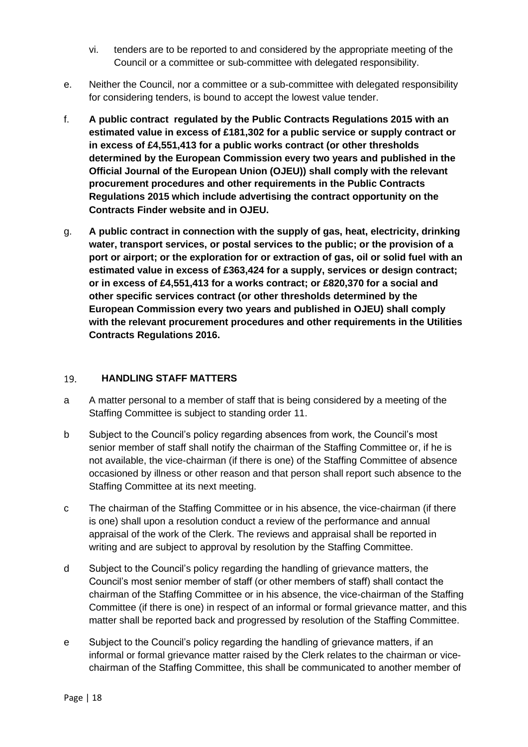vi. tenders are to be reported to and considered by the appropriate meeting of the Council or a committee or sub-committee with delegated responsibility.

e. Neither the Council, nor a committee or a sub-committee with delegated responsibility for considering tenders, is bound to accept the lowest value tender.

f. **A public contract regulated by the Public Contracts Regulations 2015 with an estimated value in excess of £181,302 for a public service or supply contract or in excess of £4,551,413 for a public works contract (or other thresholds determined by the European Commission every two years and published in the Official Journal of the European Union (OJEU)) shall comply with the relevant procurement procedures and other requirements in the Public Contracts Regulations 2015 which include advertising the contract opportunity on the Contracts Finder website and in OJEU.**

g. **A public contract in connection with the supply of gas, heat, electricity, drinking water, transport services, or postal services to the public; or the provision of a port or airport; or the exploration for or extraction of gas, oil or solid fuel with an estimated value in excess of £363,424 for a supply, services or design contract; or in excess of £4,551,413 for a works contract; or £820,370 for a social and other specific services contract (or other thresholds determined by the European Commission every two years and published in OJEU) shall comply with the relevant procurement procedures and other requirements in the Utilities Contracts Regulations 2016.**

## 19. HANDLING STAFF MATTERS

a A matter personal to a member of staff that is being considered by a meeting of the Staffing Committee is subject to standing order 11.

b Subject to the Council's policy regarding absences from work, the Council's most senior member of staff shall notify the chairman of the Staffing Committee or, if he is not available, the vice-chairman (if there is one) of the Staffing Committee of absence occasioned by illness or other reason and that person shall report such absence to the Staffing Committee at its next meeting.

c The chairman of the Staffing Committee or in his absence, the vice-chairman (if there is one) shall upon a resolution conduct a review of the performance and annual appraisal of the work of the Clerk. The reviews and appraisal shall be reported in writing and are subject to approval by resolution by the Staffing Committee.

d Subject to the Council's policy regarding the handling of grievance matters, the Council's most senior member of staff (or other members of staff) shall contact the chairman of the Staffing Committee or in his absence, the vice-chairman of the Staffing Committee (if there is one) in respect of an informal or formal grievance matter, and this matter shall be reported back and progressed by resolution of the Staffing Committee.

e Subject to the Council's policy regarding the handling of grievance matters, if an informal or formal grievance matter raised by the Clerk relates to the chairman or vice-chairman of the Staffing Committee, this shall be communicated to another member of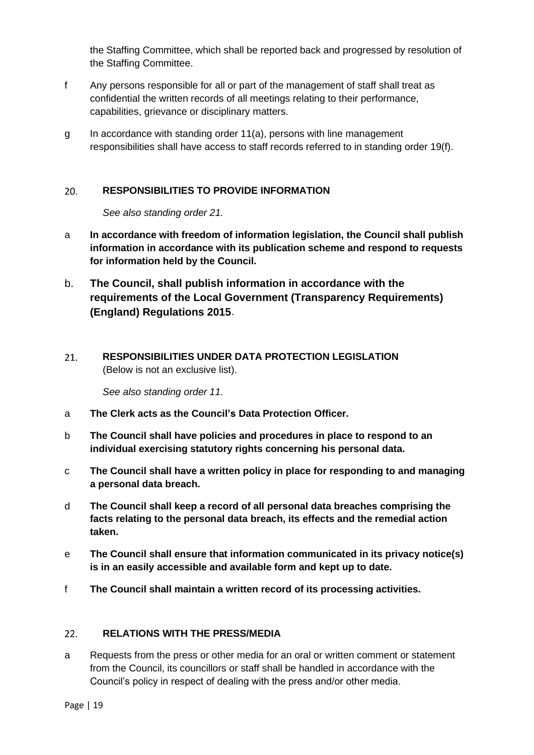the Staffing Committee, which shall be reported back and progressed by resolution of the Staffing Committee.

f Any persons responsible for all or part of the management of staff shall treat as confidential the written records of all meetings relating to their performance, capabilities, grievance or disciplinary matters.

g In accordance with standing order 11(a), persons with line management responsibilities shall have access to staff records referred to in standing order 19(f).

## 20. RESPONSIBILITIES TO PROVIDE INFORMATION

*See also standing order 21.*

a **In accordance with freedom of information legislation, the Council shall publish information in accordance with its publication scheme and respond to requests for information held by the Council.**

b. **The Council, shall publish information in accordance with the requirements of the Local Government (Transparency Requirements) (England) Regulations 2015**.

## 21. RESPONSIBILITIES UNDER DATA PROTECTION LEGISLATION

(Below is not an exclusive list).

*See also standing order 11.*

a **The Clerk acts as the Council's Data Protection Officer.**

b **The Council shall have policies and procedures in place to respond to an individual exercising statutory rights concerning his personal data.**

c **The Council shall have a written policy in place for responding to and managing a personal data breach.**

d **The Council shall keep a record of all personal data breaches comprising the facts relating to the personal data breach, its effects and the remedial action taken.**

e **The Council shall ensure that information communicated in its privacy notice(s) is in an easily accessible and available form and kept up to date.**

f **The Council shall maintain a written record of its processing activities.**

## 22. RELATIONS WITH THE PRESS/MEDIA

a Requests from the press or other media for an oral or written comment or statement from the Council, its councillors or staff shall be handled in accordance with the Council's policy in respect of dealing with the press and/or other media.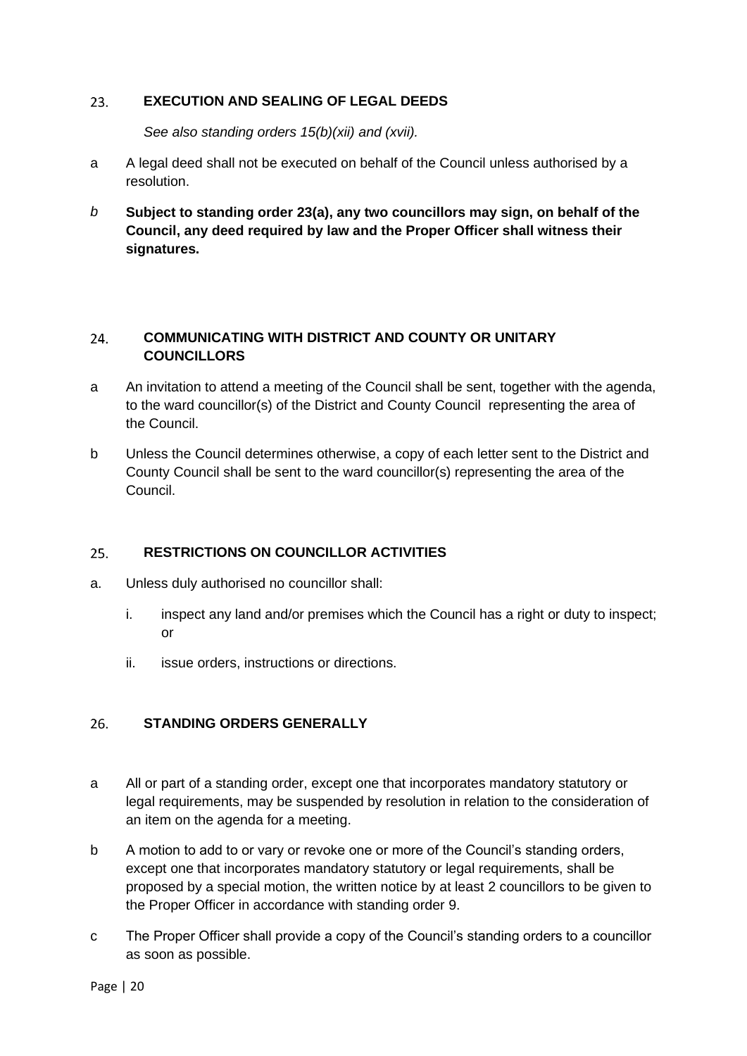## 23. EXECUTION AND SEALING OF LEGAL DEEDS

*See also standing orders 15(b)(xii) and (xvii).*

a A legal deed shall not be executed on behalf of the Council unless authorised by a resolution.

*b* **Subject to standing order 23(a), any two councillors may sign, on behalf of the Council, any deed required by law and the Proper Officer shall witness their signatures.**

## 24. COMMUNICATING WITH DISTRICT AND COUNTY OR UNITARY COUNCILLORS

a An invitation to attend a meeting of the Council shall be sent, together with the agenda, to the ward councillor(s) of the District and County Council representing the area of the Council.

b Unless the Council determines otherwise, a copy of each letter sent to the District and County Council shall be sent to the ward councillor(s) representing the area of the Council.

## 25. RESTRICTIONS ON COUNCILLOR ACTIVITIES

a. Unless duly authorised no councillor shall:

   i. inspect any land and/or premises which the Council has a right or duty to inspect; or

   ii. issue orders, instructions or directions.

## 26. STANDING ORDERS GENERALLY

a All or part of a standing order, except one that incorporates mandatory statutory or legal requirements, may be suspended by resolution in relation to the consideration of an item on the agenda for a meeting.

b A motion to add to or vary or revoke one or more of the Council's standing orders, except one that incorporates mandatory statutory or legal requirements, shall be proposed by a special motion, the written notice by at least 2 councillors to be given to the Proper Officer in accordance with standing order 9.

c The Proper Officer shall provide a copy of the Council's standing orders to a councillor as soon as possible.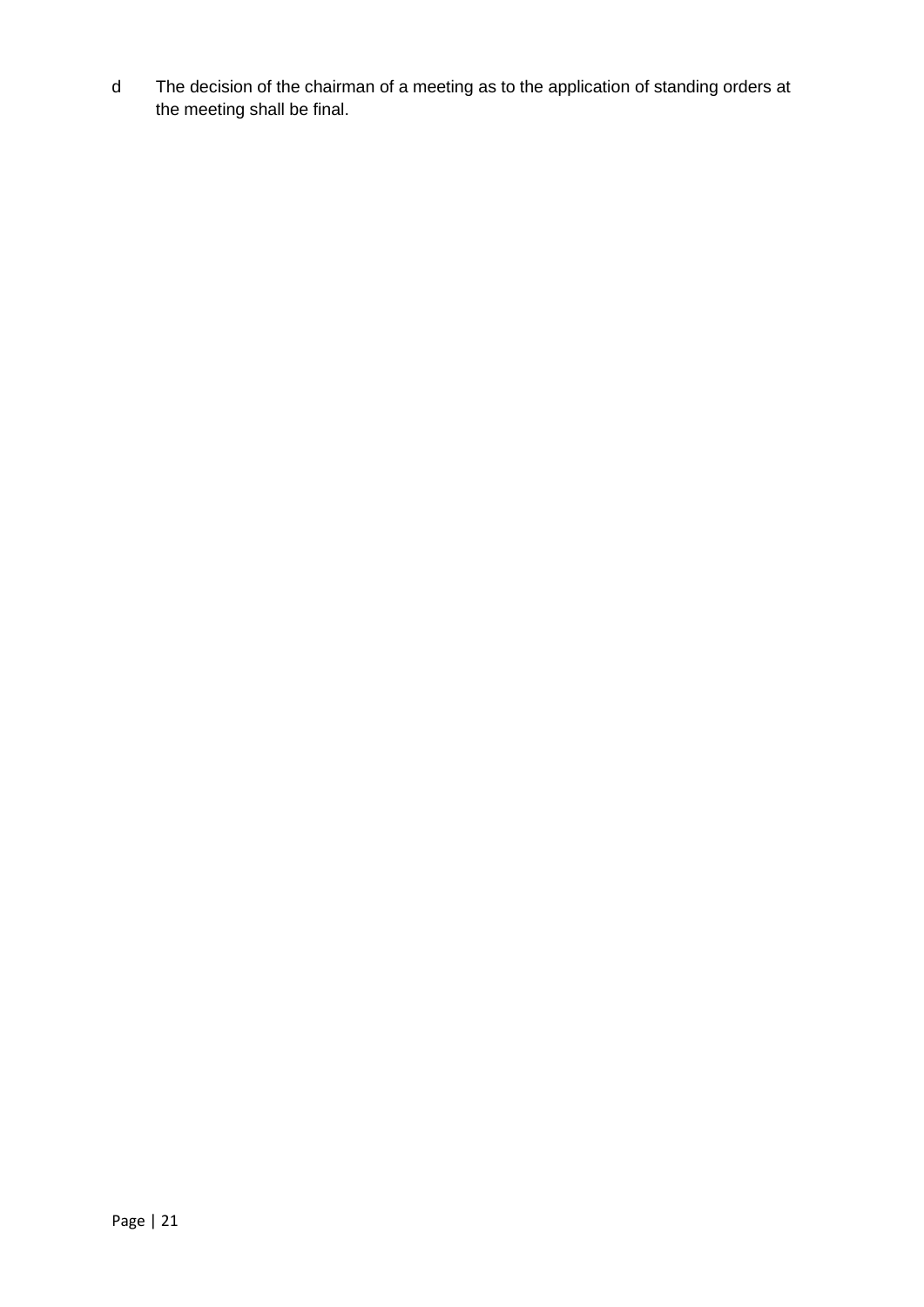d The decision of the chairman of a meeting as to the application of standing orders at the meeting shall be final.